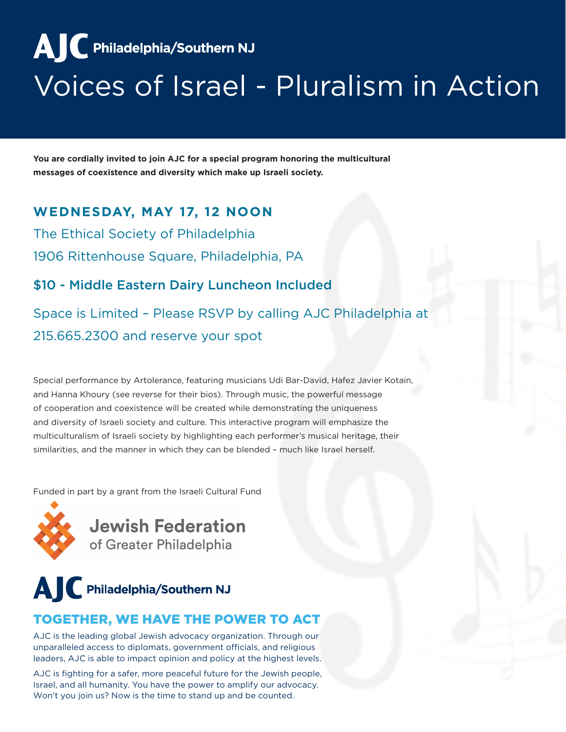# AJC Philadelphia/Southern NJ

# Voices of Israel - Pluralism in Action

**You are cordially invited to join AJC for a special program honoring the multicultural messages of coexistence and diversity which make up Israeli society.**

## WEDNESDAY, MAY 17, 12 NOON

The Ethical Society of Philadelphia

1906 Rittenhouse Square, Philadelphia, PA

**$10 - Middle Eastern Dairy Luncheon Included**

Space is Limited – Please RSVP by calling AJC Philadelphia at 215.665.2300 and reserve your spot

Special performance by Artolerance, featuring musicians Udi Bar-David, Hafez Javier Kotain, and Hanna Khoury (see reverse for their bios). Through music, the powerful message of cooperation and coexistence will be created while demonstrating the uniqueness and diversity of Israeli society and culture. This interactive program will emphasize the multiculturalism of Israeli society by highlighting each performer's musical heritage, their similarities, and the manner in which they can be blended – much like Israel herself.

Funded in part by a grant from the Israeli Cultural Fund

Jewish Federation of Greater Philadelphia

AJC Philadelphia/Southern NJ

## TOGETHER, WE HAVE THE POWER TO ACT

AJC is the leading global Jewish advocacy organization. Through our unparalleled access to diplomats, government officials, and religious leaders, AJC is able to impact opinion and policy at the highest levels.

AJC is fighting for a safer, more peaceful future for the Jewish people, Israel, and all humanity. You have the power to amplify our advocacy. Won't you join us? Now is the time to stand up and be counted.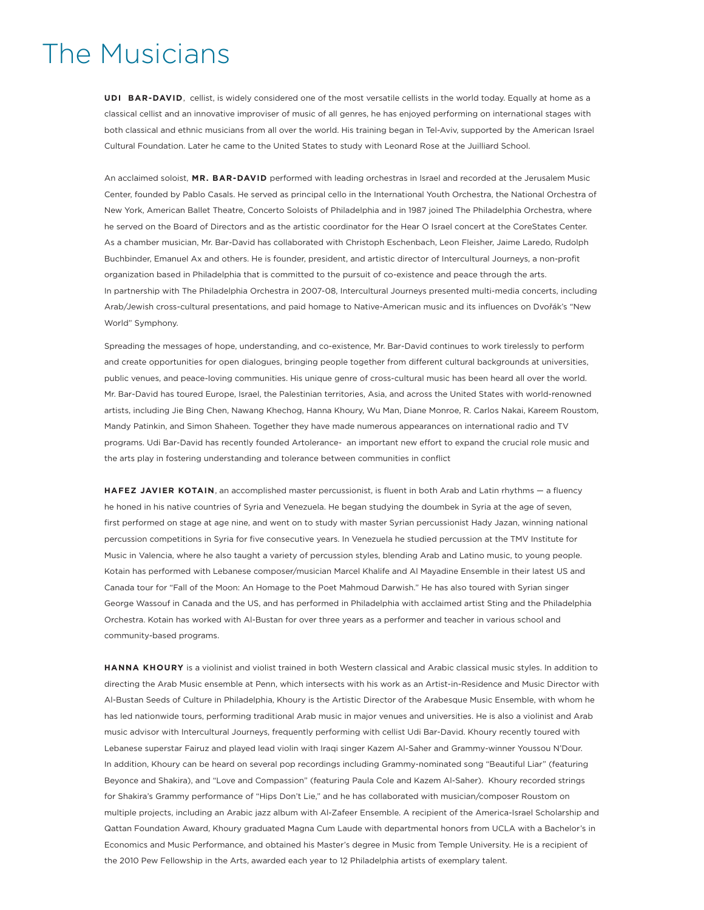# The Musicians

**UDI BAR-DAVID**, cellist, is widely considered one of the most versatile cellists in the world today. Equally at home as a classical cellist and an innovative improviser of music of all genres, he has enjoyed performing on international stages with both classical and ethnic musicians from all over the world. His training began in Tel-Aviv, supported by the American Israel Cultural Foundation. Later he came to the United States to study with Leonard Rose at the Juilliard School.

An acclaimed soloist, **MR. BAR-DAVID** performed with leading orchestras in Israel and recorded at the Jerusalem Music Center, founded by Pablo Casals. He served as principal cello in the International Youth Orchestra, the National Orchestra of New York, American Ballet Theatre, Concerto Soloists of Philadelphia and in 1987 joined The Philadelphia Orchestra, where he served on the Board of Directors and as the artistic coordinator for the Hear O Israel concert at the CoreStates Center. As a chamber musician, Mr. Bar-David has collaborated with Christoph Eschenbach, Leon Fleisher, Jaime Laredo, Rudolph Buchbinder, Emanuel Ax and others. He is founder, president, and artistic director of Intercultural Journeys, a non-profit organization based in Philadelphia that is committed to the pursuit of co-existence and peace through the arts.
In partnership with The Philadelphia Orchestra in 2007-08, Intercultural Journeys presented multi-media concerts, including Arab/Jewish cross-cultural presentations, and paid homage to Native-American music and its influences on Dvořák's "New World" Symphony.

Spreading the messages of hope, understanding, and co-existence, Mr. Bar-David continues to work tirelessly to perform and create opportunities for open dialogues, bringing people together from different cultural backgrounds at universities, public venues, and peace-loving communities. His unique genre of cross-cultural music has been heard all over the world. Mr. Bar-David has toured Europe, Israel, the Palestinian territories, Asia, and across the United States with world-renowned artists, including Jie Bing Chen, Nawang Khechog, Hanna Khoury, Wu Man, Diane Monroe, R. Carlos Nakai, Kareem Roustom, Mandy Patinkin, and Simon Shaheen. Together they have made numerous appearances on international radio and TV programs. Udi Bar-David has recently founded Artolerance- an important new effort to expand the crucial role music and the arts play in fostering understanding and tolerance between communities in conflict

**HAFEZ JAVIER KOTAIN**, an accomplished master percussionist, is fluent in both Arab and Latin rhythms — a fluency he honed in his native countries of Syria and Venezuela. He began studying the doumbek in Syria at the age of seven, first performed on stage at age nine, and went on to study with master Syrian percussionist Hady Jazan, winning national percussion competitions in Syria for five consecutive years. In Venezuela he studied percussion at the TMV Institute for Music in Valencia, where he also taught a variety of percussion styles, blending Arab and Latino music, to young people. Kotain has performed with Lebanese composer/musician Marcel Khalife and Al Mayadine Ensemble in their latest US and Canada tour for "Fall of the Moon: An Homage to the Poet Mahmoud Darwish." He has also toured with Syrian singer George Wassouf in Canada and the US, and has performed in Philadelphia with acclaimed artist Sting and the Philadelphia Orchestra. Kotain has worked with Al-Bustan for over three years as a performer and teacher in various school and community-based programs.

**HANNA KHOURY** is a violinist and violist trained in both Western classical and Arabic classical music styles. In addition to directing the Arab Music ensemble at Penn, which intersects with his work as an Artist-in-Residence and Music Director with Al-Bustan Seeds of Culture in Philadelphia, Khoury is the Artistic Director of the Arabesque Music Ensemble, with whom he has led nationwide tours, performing traditional Arab music in major venues and universities. He is also a violinist and Arab music advisor with Intercultural Journeys, frequently performing with cellist Udi Bar-David. Khoury recently toured with Lebanese superstar Fairuz and played lead violin with Iraqi singer Kazem Al-Saher and Grammy-winner Youssou N'Dour. In addition, Khoury can be heard on several pop recordings including Grammy-nominated song "Beautiful Liar" (featuring Beyonce and Shakira), and "Love and Compassion" (featuring Paula Cole and Kazem Al-Saher). Khoury recorded strings for Shakira's Grammy performance of "Hips Don't Lie," and he has collaborated with musician/composer Roustom on multiple projects, including an Arabic jazz album with Al-Zafeer Ensemble. A recipient of the America-Israel Scholarship and Qattan Foundation Award, Khoury graduated Magna Cum Laude with departmental honors from UCLA with a Bachelor's in Economics and Music Performance, and obtained his Master's degree in Music from Temple University. He is a recipient of the 2010 Pew Fellowship in the Arts, awarded each year to 12 Philadelphia artists of exemplary talent.